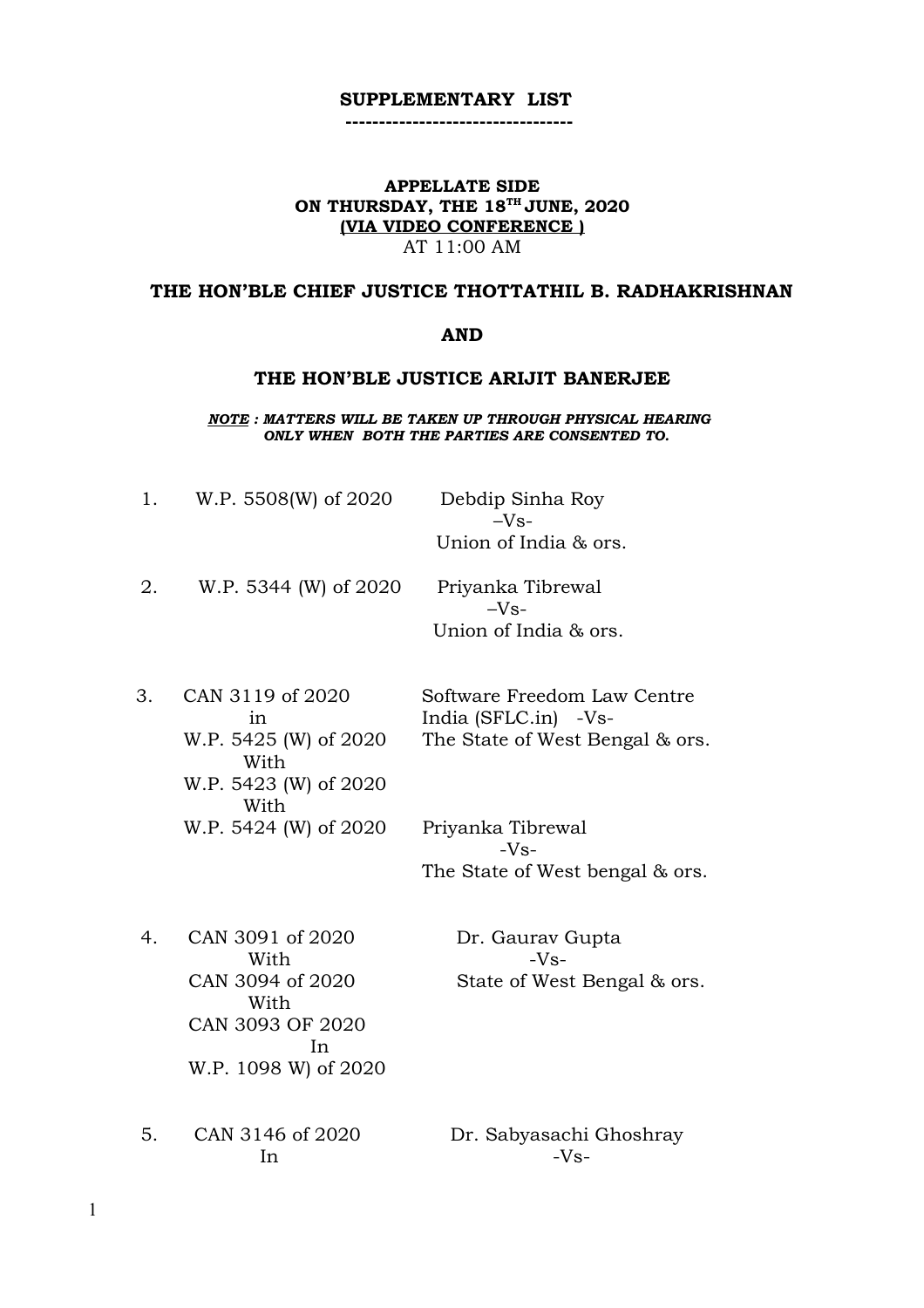# SUPPLEMENTARY LIST

---------------------------------

**APPELLATE SIDE**
**ON THURSDAY, THE 18TH JUNE, 2020**
**(VIA VIDEO CONFERENCE )**
AT 11:00 AM

**THE HON'BLE CHIEF JUSTICE THOTTATHIL B. RADHAKRISHNAN**

**AND**

**THE HON'BLE JUSTICE ARIJIT BANERJEE**

***NOTE : MATTERS WILL BE TAKEN UP THROUGH PHYSICAL HEARING ONLY WHEN BOTH THE PARTIES ARE CONSENTED TO.***

| | | |
|---|---|---|
| 1. | W.P. 5508(W) of 2020 | Debdip Sinha Roy –Vs- Union of India & ors. |
| 2. | W.P. 5344 (W) of 2020 | Priyanka Tibrewal –Vs- Union of India & ors. |
| 3. | CAN 3119 of 2020 in W.P. 5425 (W) of 2020 With W.P. 5423 (W) of 2020 With W.P. 5424 (W) of 2020 | Software Freedom Law Centre India (SFLC.in) -Vs- The State of West Bengal & ors.<br>Priyanka Tibrewal -Vs- The State of West bengal & ors. |
| 4. | CAN 3091 of 2020 With CAN 3094 of 2020 With CAN 3093 OF 2020 In W.P. 1098 W) of 2020 | Dr. Gaurav Gupta -Vs- State of West Bengal & ors. |
| 5. | CAN 3146 of 2020 In | Dr. Sabyasachi Ghoshray -Vs- |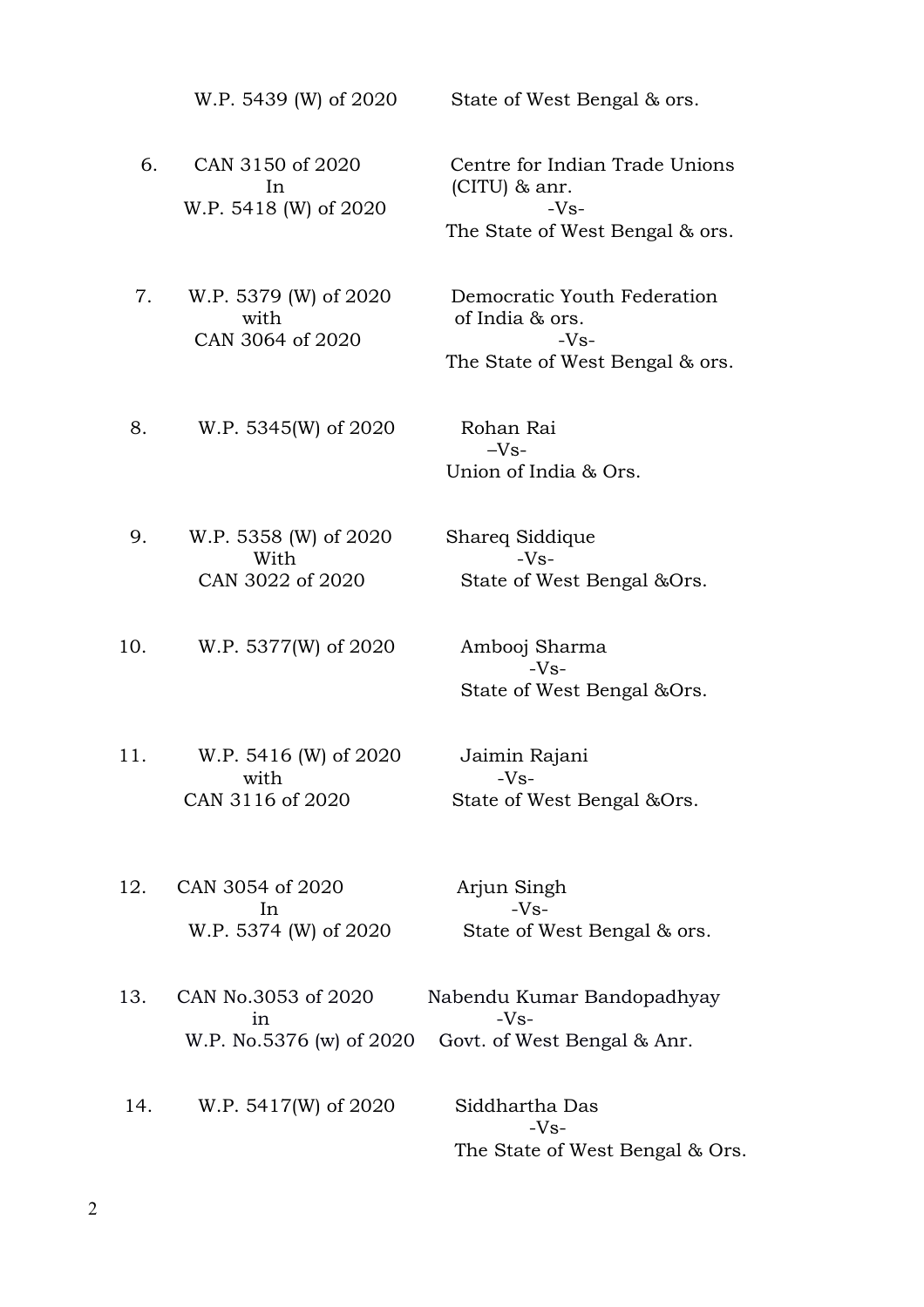| | | |
|---|---|---|
| | W.P. 5439 (W) of 2020 | State of West Bengal & ors. |
| 6. | CAN 3150 of 2020<br>In<br>W.P. 5418 (W) of 2020 | Centre for Indian Trade Unions (CITU) & anr.<br>-Vs-<br>The State of West Bengal & ors. |
| 7. | W.P. 5379 (W) of 2020<br>with<br>CAN 3064 of 2020 | Democratic Youth Federation of India & ors.<br>-Vs-<br>The State of West Bengal & ors. |
| 8. | W.P. 5345(W) of 2020 | Rohan Rai<br>–Vs-<br>Union of India & Ors. |
| 9. | W.P. 5358 (W) of 2020<br>With<br>CAN 3022 of 2020 | Shareq Siddique<br>-Vs-<br>State of West Bengal &Ors. |
| 10. | W.P. 5377(W) of 2020 | Ambooj Sharma<br>-Vs-<br>State of West Bengal &Ors. |
| 11. | W.P. 5416 (W) of 2020<br>with<br>CAN 3116 of 2020 | Jaimin Rajani<br>-Vs-<br>State of West Bengal &Ors. |
| 12. | CAN 3054 of 2020<br>In<br>W.P. 5374 (W) of 2020 | Arjun Singh<br>-Vs-<br>State of West Bengal & ors. |
| 13. | CAN No.3053 of 2020<br>in<br>W.P. No.5376 (w) of 2020 | Nabendu Kumar Bandopadhyay<br>-Vs-<br>Govt. of West Bengal & Anr. |
| 14. | W.P. 5417(W) of 2020 | Siddhartha Das<br>-Vs-<br>The State of West Bengal & Ors. |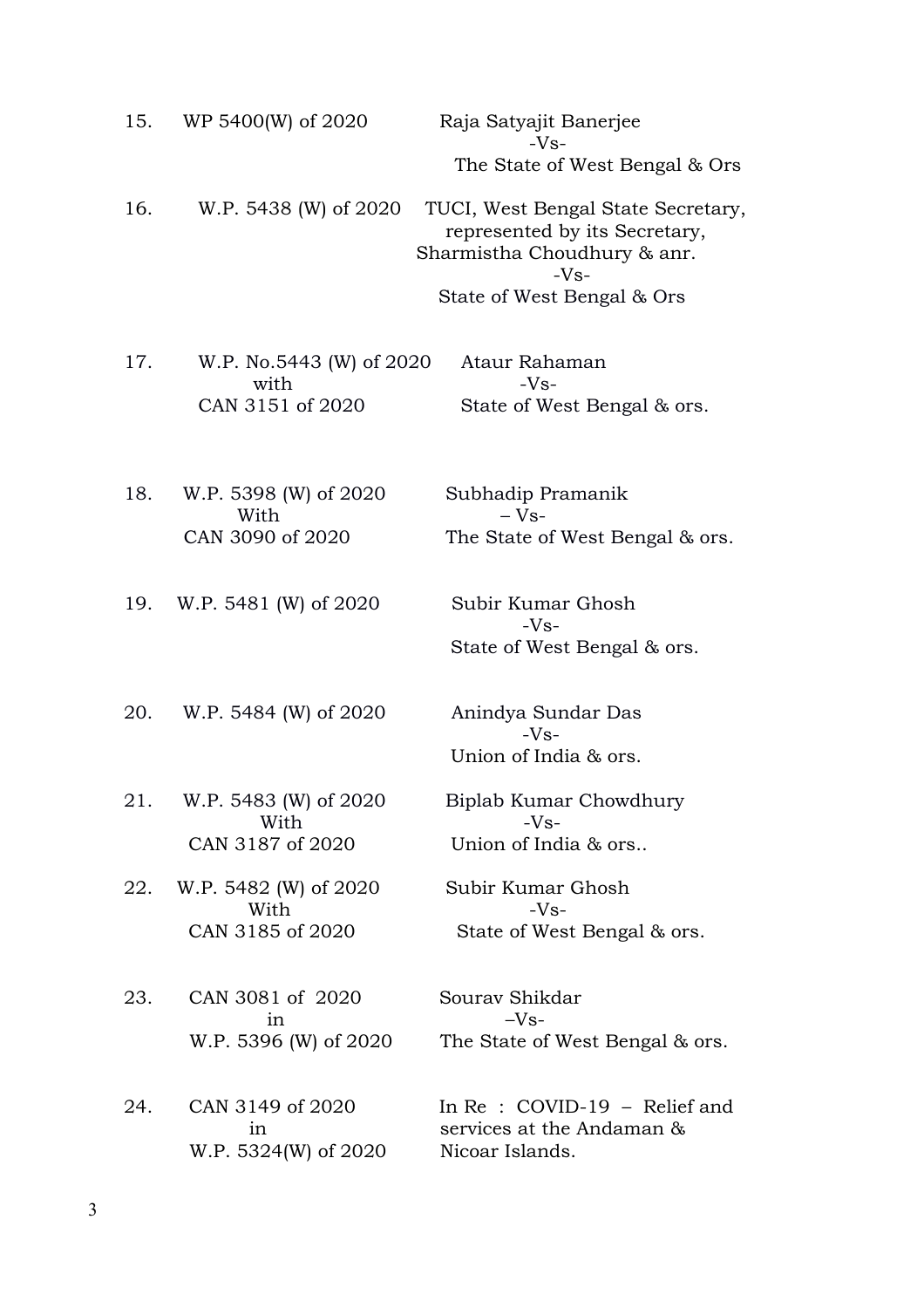| | | |
|---|---|---|
| 15. | WP 5400(W) of 2020 | Raja Satyajit Banerjee<br>-Vs-<br>The State of West Bengal & Ors |
| 16. | W.P. 5438 (W) of 2020 | TUCI, West Bengal State Secretary, represented by its Secretary, Sharmistha Choudhury & anr.<br>-Vs-<br>State of West Bengal & Ors |
| 17. | W.P. No.5443 (W) of 2020<br>with<br>CAN 3151 of 2020 | Ataur Rahaman<br>-Vs-<br>State of West Bengal & ors. |
| 18. | W.P. 5398 (W) of 2020<br>With<br>CAN 3090 of 2020 | Subhadip Pramanik<br>– Vs-<br>The State of West Bengal & ors. |
| 19. | W.P. 5481 (W) of 2020 | Subir Kumar Ghosh<br>-Vs-<br>State of West Bengal & ors. |
| 20. | W.P. 5484 (W) of 2020 | Anindya Sundar Das<br>-Vs-<br>Union of India & ors. |
| 21. | W.P. 5483 (W) of 2020<br>With<br>CAN 3187 of 2020 | Biplab Kumar Chowdhury<br>-Vs-<br>Union of India & ors.. |
| 22. | W.P. 5482 (W) of 2020<br>With<br>CAN 3185 of 2020 | Subir Kumar Ghosh<br>-Vs-<br>State of West Bengal & ors. |
| 23. | CAN 3081 of 2020<br>in<br>W.P. 5396 (W) of 2020 | Sourav Shikdar<br>–Vs-<br>The State of West Bengal & ors. |
| 24. | CAN 3149 of 2020<br>in<br>W.P. 5324(W) of 2020 | In Re : COVID-19 – Relief and services at the Andaman & Nicoar Islands. |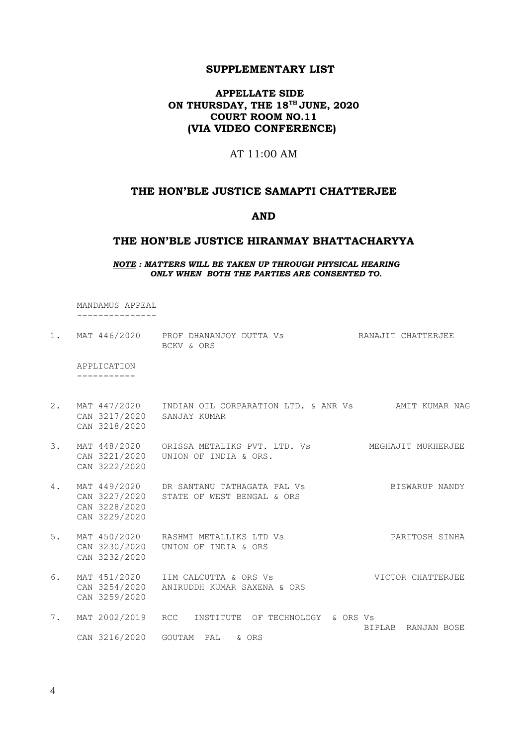**SUPPLEMENTARY LIST**

**APPELLATE SIDE**
**ON THURSDAY, THE 18TH JUNE, 2020**
**COURT ROOM NO.11**
**(VIA VIDEO CONFERENCE)**

AT 11:00 AM

**THE HON'BLE JUSTICE SAMAPTI CHATTERJEE**

**AND**

**THE HON'BLE JUSTICE HIRANMAY BHATTACHARYYA**

***NOTE : MATTERS WILL BE TAKEN UP THROUGH PHYSICAL HEARING ONLY WHEN BOTH THE PARTIES ARE CONSENTED TO.***

MANDAMUS APPEAL
---------------

1. MAT 446/2020 PROF DHANANJOY DUTTA Vs BCKV & ORS — RANAJIT CHATTERJEE

APPLICATION
-----------

2. MAT 447/2020, CAN 3217/2020, CAN 3218/2020 — INDIAN OIL CORPARATION LTD. & ANR Vs SANJAY KUMAR — AMIT KUMAR NAG

3. MAT 448/2020, CAN 3221/2020, CAN 3222/2020 — ORISSA METALIKS PVT. LTD. Vs UNION OF INDIA & ORS. — MEGHAJIT MUKHERJEE

4. MAT 449/2020, CAN 3227/2020, CAN 3228/2020, CAN 3229/2020 — DR SANTANU TATHAGATA PAL Vs STATE OF WEST BENGAL & ORS — BISWARUP NANDY

5. MAT 450/2020, CAN 3230/2020, CAN 3232/2020 — RASHMI METALLIKS LTD Vs UNION OF INDIA & ORS — PARITOSH SINHA

6. MAT 451/2020, CAN 3254/2020, CAN 3259/2020 — IIM CALCUTTA & ORS Vs ANIRUDDH KUMAR SAXENA & ORS — VICTOR CHATTERJEE

7. MAT 2002/2019, CAN 3216/2020 — RCC INSTITUTE OF TECHNOLOGY & ORS Vs GOUTAM PAL & ORS — BIPLAB RANJAN BOSE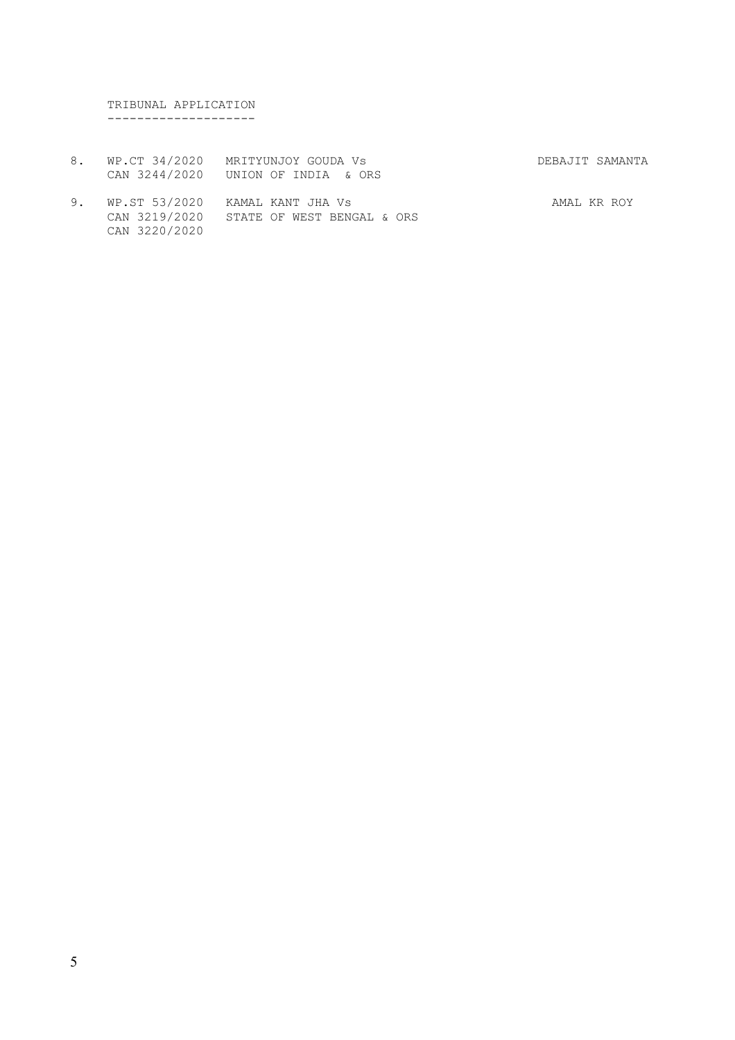TRIBUNAL APPLICATION
--------------------

| No. | Case No. | Parties | Advocate |
|---|---|---|---|
| 8. | WP.CT 34/2020<br>CAN 3244/2020 | MRITYUNJOY GOUDA Vs<br>UNION OF INDIA & ORS | DEBAJIT SAMANTA |
| 9. | WP.ST 53/2020<br>CAN 3219/2020<br>CAN 3220/2020 | KAMAL KANT JHA Vs<br>STATE OF WEST BENGAL & ORS | AMAL KR ROY |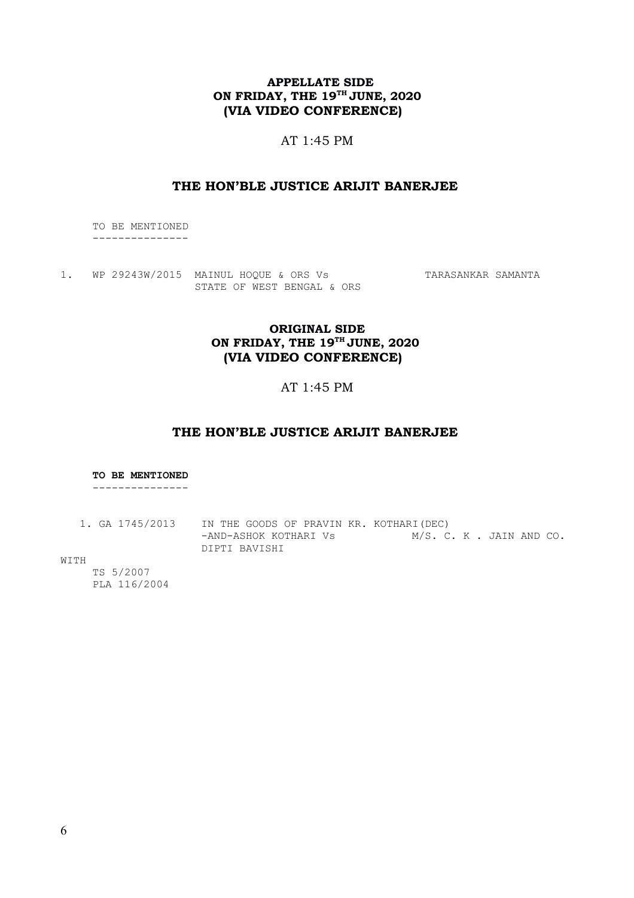**APPELLATE SIDE**
**ON FRIDAY, THE 19TH JUNE, 2020**
**(VIA VIDEO CONFERENCE)**

AT 1:45 PM

**THE HON'BLE JUSTICE ARIJIT BANERJEE**

TO BE MENTIONED
---------------

```
1.   WP 29243W/2015  MAINUL HOQUE & ORS Vs              TARASANKAR SAMANTA
                     STATE OF WEST BENGAL & ORS
```

**ORIGINAL SIDE**
**ON FRIDAY, THE 19TH JUNE, 2020**
**(VIA VIDEO CONFERENCE)**

AT 1:45 PM

**THE HON'BLE JUSTICE ARIJIT BANERJEE**

**TO BE MENTIONED**
---------------

```
   1. GA 1745/2013    IN THE GOODS OF PRAVIN KR. KOTHARI(DEC)
                      -AND-ASHOK KOTHARI Vs            M/S. C. K . JAIN AND CO.
                      DIPTI BAVISHI
WITH
      TS 5/2007
      PLA 116/2004
```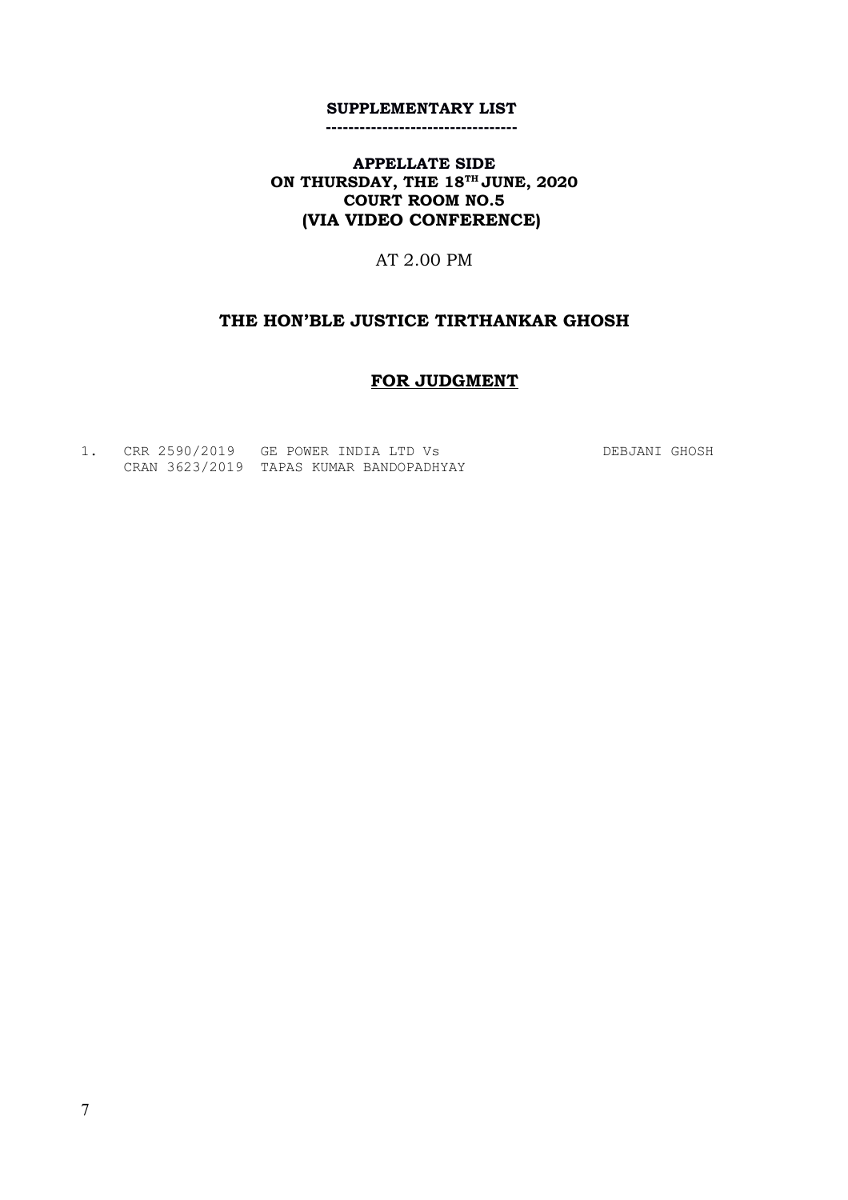**SUPPLEMENTARY LIST**

**---------------------------------**

**APPELLATE SIDE**
**ON THURSDAY, THE 18TH JUNE, 2020**
**COURT ROOM NO.5**
**(VIA VIDEO CONFERENCE)**

AT 2.00 PM

## THE HON'BLE JUSTICE TIRTHANKAR GHOSH

### FOR JUDGMENT

| | | | |
|---|---|---|---|
| 1. | CRR 2590/2019<br>CRAN 3623/2019 | GE POWER INDIA LTD Vs<br>TAPAS KUMAR BANDOPADHYAY | DEBJANI GHOSH |